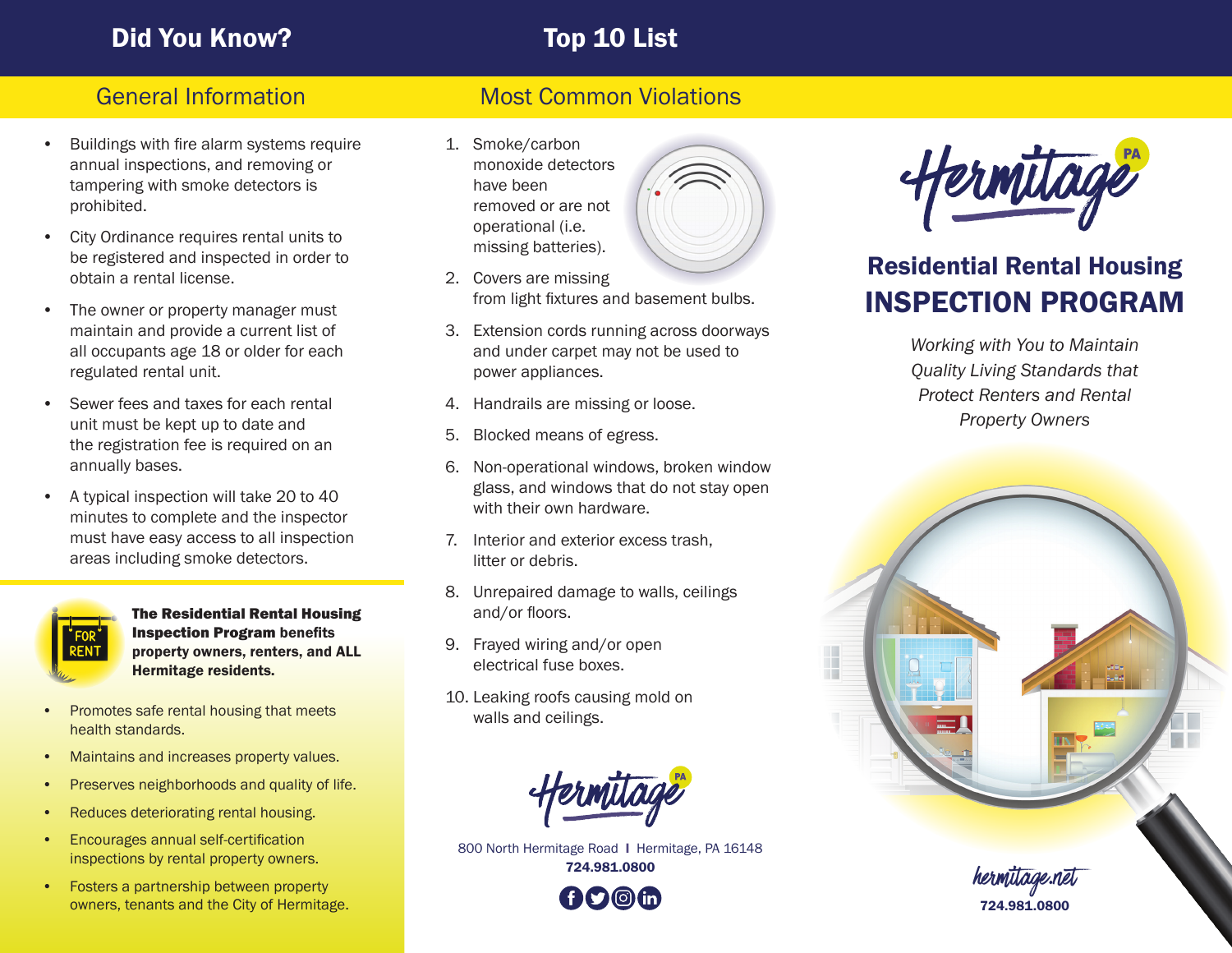## Did You Know?

### General Information

- Buildings with fire alarm systems require annual inspections, and removing or tampering with smoke detectors is prohibited.
- City Ordinance requires rental units to be registered and inspected in order to obtain a rental license.
- The owner or property manager must maintain and provide a current list of all occupants age 18 or older for each regulated rental unit.
- Sewer fees and taxes for each rental unit must be kept up to date and the registration fee is required on an annually bases.
- A typical inspection will take 20 to 40 minutes to complete and the inspector must have easy access to all inspection areas including smoke detectors.

**The Residential Rental Housing Inspection Program benefits property owners, renters, and ALL Hermitage residents.**

- Promotes safe rental housing that meets health standards.
- Maintains and increases property values.
- Preserves neighborhoods and quality of life.
- Reduces deteriorating rental housing.
- Encourages annual self-certification inspections by rental property owners.
- Fosters a partnership between property owners, tenants and the City of Hermitage.

## Top 10 List

### Most Common Violations

1. Smoke/carbon monoxide detectors have been removed or are not operational (i.e. missing batteries).
2. Covers are missing from light fixtures and basement bulbs.
3. Extension cords running across doorways and under carpet may not be used to power appliances.
4. Handrails are missing or loose.
5. Blocked means of egress.
6. Non-operational windows, broken window glass, and windows that do not stay open with their own hardware.
7. Interior and exterior excess trash, litter or debris.
8. Unrepaired damage to walls, ceilings and/or floors.
9. Frayed wiring and/or open electrical fuse boxes.
10. Leaking roofs causing mold on walls and ceilings.

Hermitage PA

800 North Hermitage Road | Hermitage, PA 16148
**724.981.0800**

# Hermitage PA

## Residential Rental Housing INSPECTION PROGRAM

*Working with You to Maintain Quality Living Standards that Protect Renters and Rental Property Owners*

hermitage.net
**724.981.0800**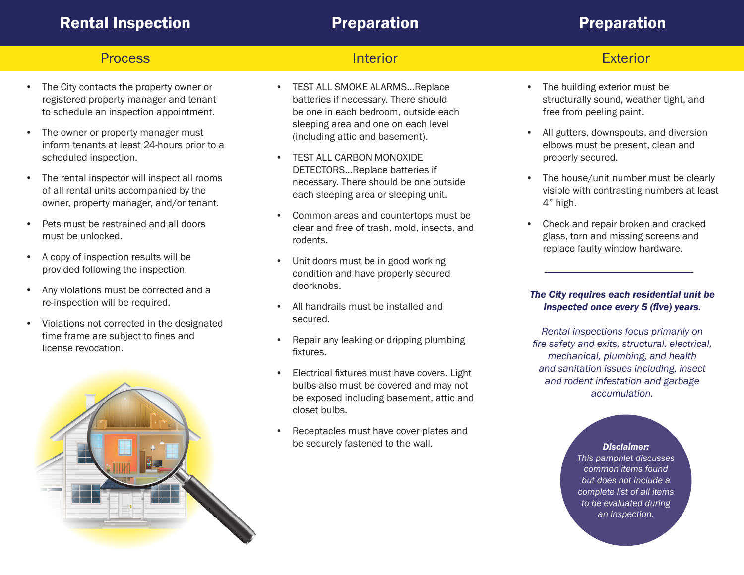## Rental Inspection

### Process

- The City contacts the property owner or registered property manager and tenant to schedule an inspection appointment.
- The owner or property manager must inform tenants at least 24-hours prior to a scheduled inspection.
- The rental inspector will inspect all rooms of all rental units accompanied by the owner, property manager, and/or tenant.
- Pets must be restrained and all doors must be unlocked.
- A copy of inspection results will be provided following the inspection.
- Any violations must be corrected and a re-inspection will be required.
- Violations not corrected in the designated time frame are subject to fines and license revocation.

## Preparation

### Interior

- TEST ALL SMOKE ALARMS...Replace batteries if necessary. There should be one in each bedroom, outside each sleeping area and one on each level (including attic and basement).
- TEST ALL CARBON MONOXIDE DETECTORS...Replace batteries if necessary. There should be one outside each sleeping area or sleeping unit.
- Common areas and countertops must be clear and free of trash, mold, insects, and rodents.
- Unit doors must be in good working condition and have properly secured doorknobs.
- All handrails must be installed and secured.
- Repair any leaking or dripping plumbing fixtures.
- Electrical fixtures must have covers. Light bulbs also must be covered and may not be exposed including basement, attic and closet bulbs.
- Receptacles must have cover plates and be securely fastened to the wall.

## Preparation

### Exterior

- The building exterior must be structurally sound, weather tight, and free from peeling paint.
- All gutters, downspouts, and diversion elbows must be present, clean and properly secured.
- The house/unit number must be clearly visible with contrasting numbers at least 4” high.
- Check and repair broken and cracked glass, torn and missing screens and replace faulty window hardware.

---

***The City requires each residential unit be inspected once every 5 (five) years.***

*Rental inspections focus primarily on fire safety and exits, structural, electrical, mechanical, plumbing, and health and sanitation issues including, insect and rodent infestation and garbage accumulation.*

***Disclaimer:***
*This pamphlet discusses common items found but does not include a complete list of all items to be evaluated during an inspection.*